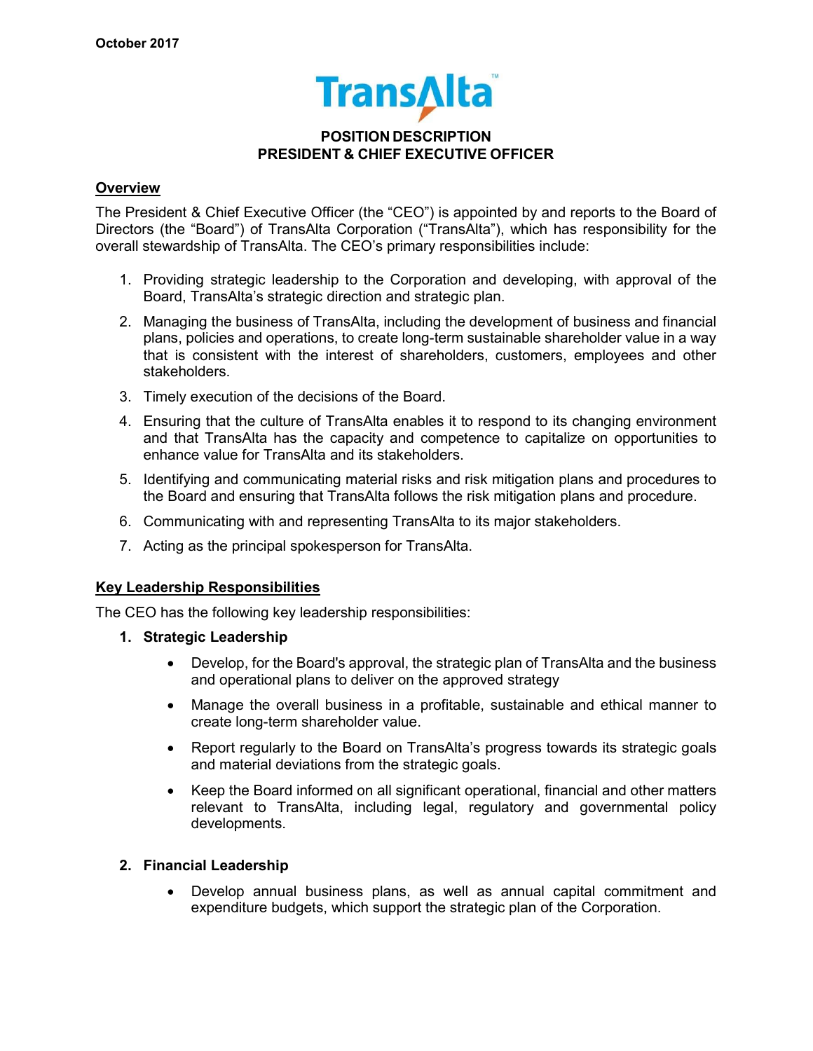October 2017

TransAlta

# POSITION DESCRIPTION
# PRESIDENT & CHIEF EXECUTIVE OFFICER

## Overview

The President & Chief Executive Officer (the "CEO") is appointed by and reports to the Board of Directors (the "Board") of TransAlta Corporation ("TransAlta"), which has responsibility for the overall stewardship of TransAlta. The CEO's primary responsibilities include:

1. Providing strategic leadership to the Corporation and developing, with approval of the Board, TransAlta's strategic direction and strategic plan.
2. Managing the business of TransAlta, including the development of business and financial plans, policies and operations, to create long-term sustainable shareholder value in a way that is consistent with the interest of shareholders, customers, employees and other stakeholders.
3. Timely execution of the decisions of the Board.
4. Ensuring that the culture of TransAlta enables it to respond to its changing environment and that TransAlta has the capacity and competence to capitalize on opportunities to enhance value for TransAlta and its stakeholders.
5. Identifying and communicating material risks and risk mitigation plans and procedures to the Board and ensuring that TransAlta follows the risk mitigation plans and procedure.
6. Communicating with and representing TransAlta to its major stakeholders.
7. Acting as the principal spokesperson for TransAlta.

## Key Leadership Responsibilities

The CEO has the following key leadership responsibilities:

1. **Strategic Leadership**
   - Develop, for the Board's approval, the strategic plan of TransAlta and the business and operational plans to deliver on the approved strategy
   - Manage the overall business in a profitable, sustainable and ethical manner to create long-term shareholder value.
   - Report regularly to the Board on TransAlta's progress towards its strategic goals and material deviations from the strategic goals.
   - Keep the Board informed on all significant operational, financial and other matters relevant to TransAlta, including legal, regulatory and governmental policy developments.

2. **Financial Leadership**
   - Develop annual business plans, as well as annual capital commitment and expenditure budgets, which support the strategic plan of the Corporation.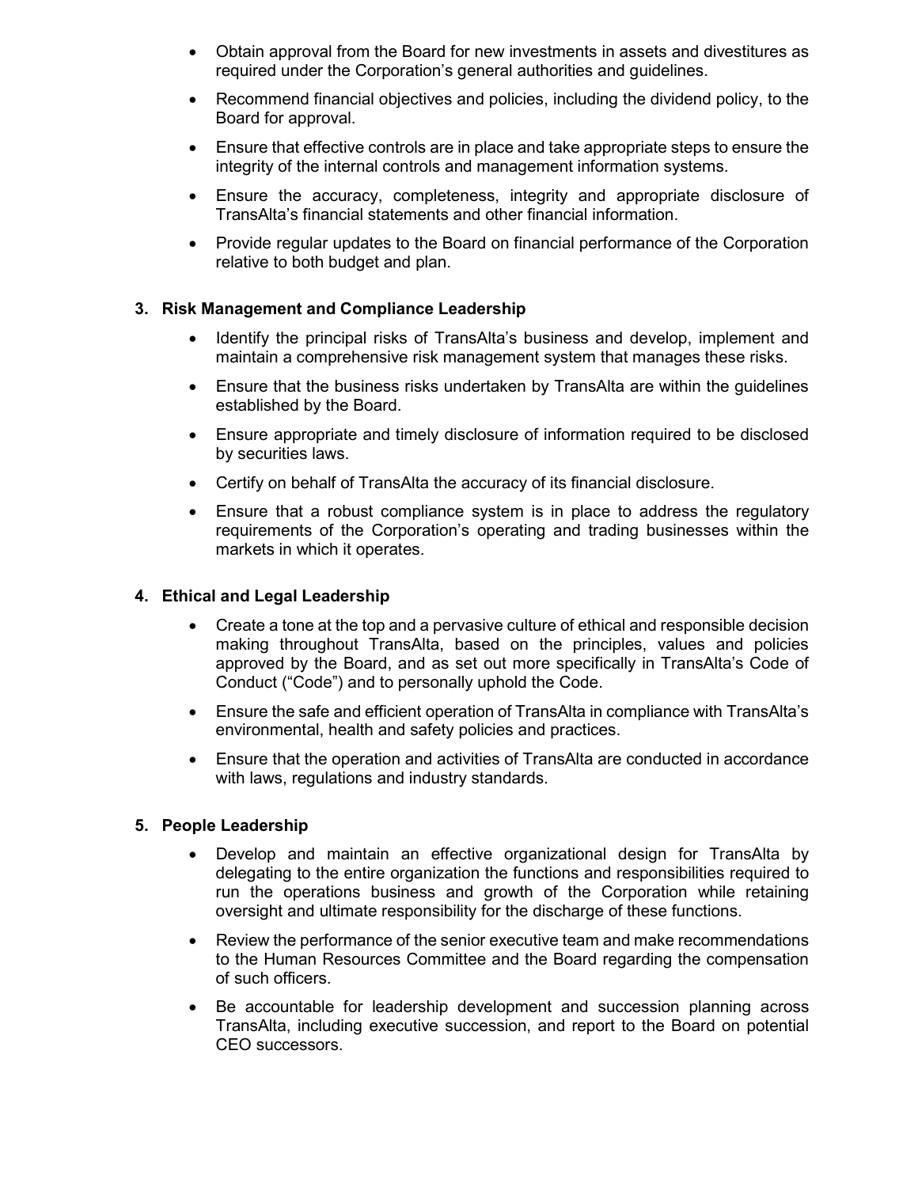- Obtain approval from the Board for new investments in assets and divestitures as required under the Corporation's general authorities and guidelines.
- Recommend financial objectives and policies, including the dividend policy, to the Board for approval.
- Ensure that effective controls are in place and take appropriate steps to ensure the integrity of the internal controls and management information systems.
- Ensure the accuracy, completeness, integrity and appropriate disclosure of TransAlta's financial statements and other financial information.
- Provide regular updates to the Board on financial performance of the Corporation relative to both budget and plan.

**3. Risk Management and Compliance Leadership**

- Identify the principal risks of TransAlta's business and develop, implement and maintain a comprehensive risk management system that manages these risks.
- Ensure that the business risks undertaken by TransAlta are within the guidelines established by the Board.
- Ensure appropriate and timely disclosure of information required to be disclosed by securities laws.
- Certify on behalf of TransAlta the accuracy of its financial disclosure.
- Ensure that a robust compliance system is in place to address the regulatory requirements of the Corporation's operating and trading businesses within the markets in which it operates.

**4. Ethical and Legal Leadership**

- Create a tone at the top and a pervasive culture of ethical and responsible decision making throughout TransAlta, based on the principles, values and policies approved by the Board, and as set out more specifically in TransAlta's Code of Conduct ("Code") and to personally uphold the Code.
- Ensure the safe and efficient operation of TransAlta in compliance with TransAlta's environmental, health and safety policies and practices.
- Ensure that the operation and activities of TransAlta are conducted in accordance with laws, regulations and industry standards.

**5. People Leadership**

- Develop and maintain an effective organizational design for TransAlta by delegating to the entire organization the functions and responsibilities required to run the operations business and growth of the Corporation while retaining oversight and ultimate responsibility for the discharge of these functions.
- Review the performance of the senior executive team and make recommendations to the Human Resources Committee and the Board regarding the compensation of such officers.
- Be accountable for leadership development and succession planning across TransAlta, including executive succession, and report to the Board on potential CEO successors.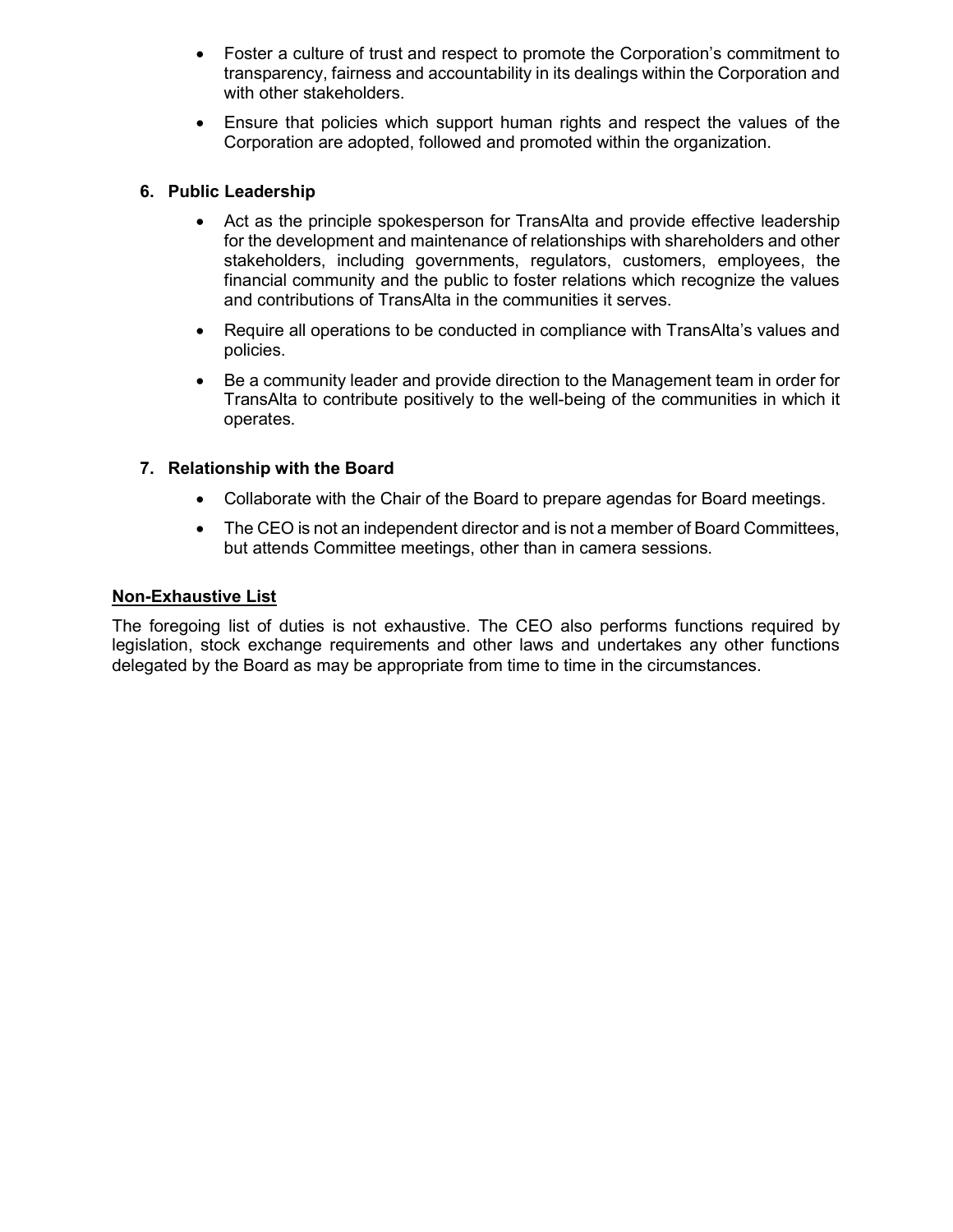- Foster a culture of trust and respect to promote the Corporation's commitment to transparency, fairness and accountability in its dealings within the Corporation and with other stakeholders.
- Ensure that policies which support human rights and respect the values of the Corporation are adopted, followed and promoted within the organization.

### 6. Public Leadership

- Act as the principle spokesperson for TransAlta and provide effective leadership for the development and maintenance of relationships with shareholders and other stakeholders, including governments, regulators, customers, employees, the financial community and the public to foster relations which recognize the values and contributions of TransAlta in the communities it serves.
- Require all operations to be conducted in compliance with TransAlta's values and policies.
- Be a community leader and provide direction to the Management team in order for TransAlta to contribute positively to the well-being of the communities in which it operates.

### 7. Relationship with the Board

- Collaborate with the Chair of the Board to prepare agendas for Board meetings.
- The CEO is not an independent director and is not a member of Board Committees, but attends Committee meetings, other than in camera sessions.

## Non-Exhaustive List

The foregoing list of duties is not exhaustive. The CEO also performs functions required by legislation, stock exchange requirements and other laws and undertakes any other functions delegated by the Board as may be appropriate from time to time in the circumstances.